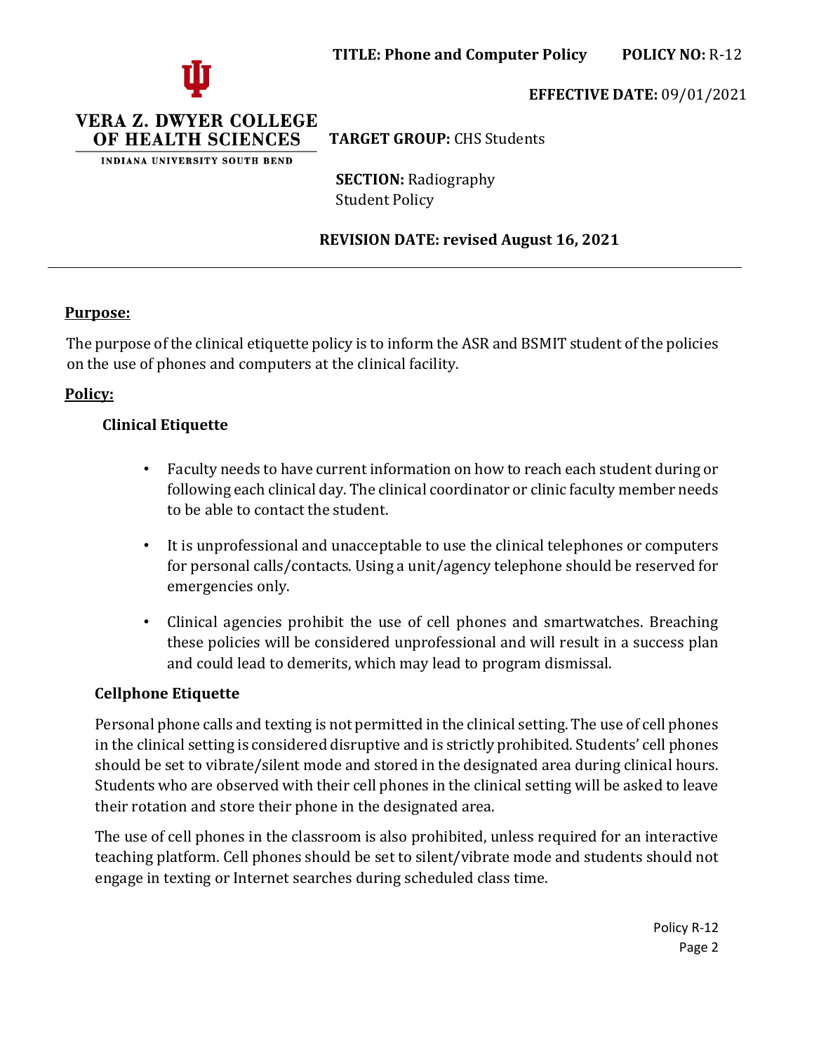**TITLE: Phone and Computer Policy** **POLICY NO:** R-12

**EFFECTIVE DATE:** 09/01/2021

VERA Z. DWYER COLLEGE OF HEALTH SCIENCES
INDIANA UNIVERSITY SOUTH BEND

**TARGET GROUP:** CHS Students

**SECTION:** Radiography Student Policy

**REVISION DATE: revised August 16, 2021**

---

## Purpose:

The purpose of the clinical etiquette policy is to inform the ASR and BSMIT student of the policies on the use of phones and computers at the clinical facility.

## Policy:

### Clinical Etiquette

- Faculty needs to have current information on how to reach each student during or following each clinical day. The clinical coordinator or clinic faculty member needs to be able to contact the student.
- It is unprofessional and unacceptable to use the clinical telephones or computers for personal calls/contacts. Using a unit/agency telephone should be reserved for emergencies only.
- Clinical agencies prohibit the use of cell phones and smartwatches. Breaching these policies will be considered unprofessional and will result in a success plan and could lead to demerits, which may lead to program dismissal.

### Cellphone Etiquette

Personal phone calls and texting is not permitted in the clinical setting. The use of cell phones in the clinical setting is considered disruptive and is strictly prohibited. Students' cell phones should be set to vibrate/silent mode and stored in the designated area during clinical hours. Students who are observed with their cell phones in the clinical setting will be asked to leave their rotation and store their phone in the designated area.

The use of cell phones in the classroom is also prohibited, unless required for an interactive teaching platform. Cell phones should be set to silent/vibrate mode and students should not engage in texting or Internet searches during scheduled class time.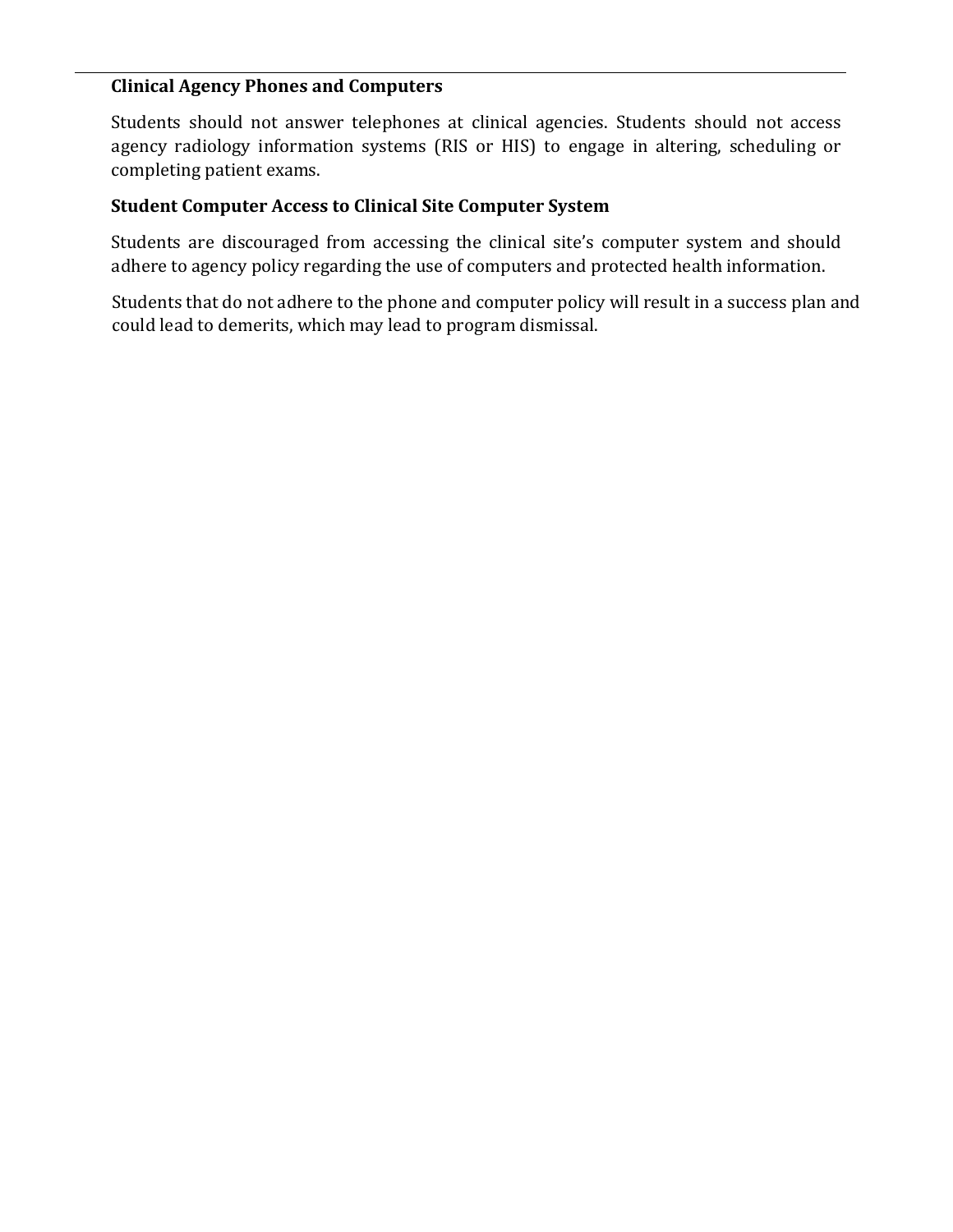**Clinical Agency Phones and Computers**

Students should not answer telephones at clinical agencies. Students should not access agency radiology information systems (RIS or HIS) to engage in altering, scheduling or completing patient exams.

**Student Computer Access to Clinical Site Computer System**

Students are discouraged from accessing the clinical site's computer system and should adhere to agency policy regarding the use of computers and protected health information.

Students that do not adhere to the phone and computer policy will result in a success plan and could lead to demerits, which may lead to program dismissal.